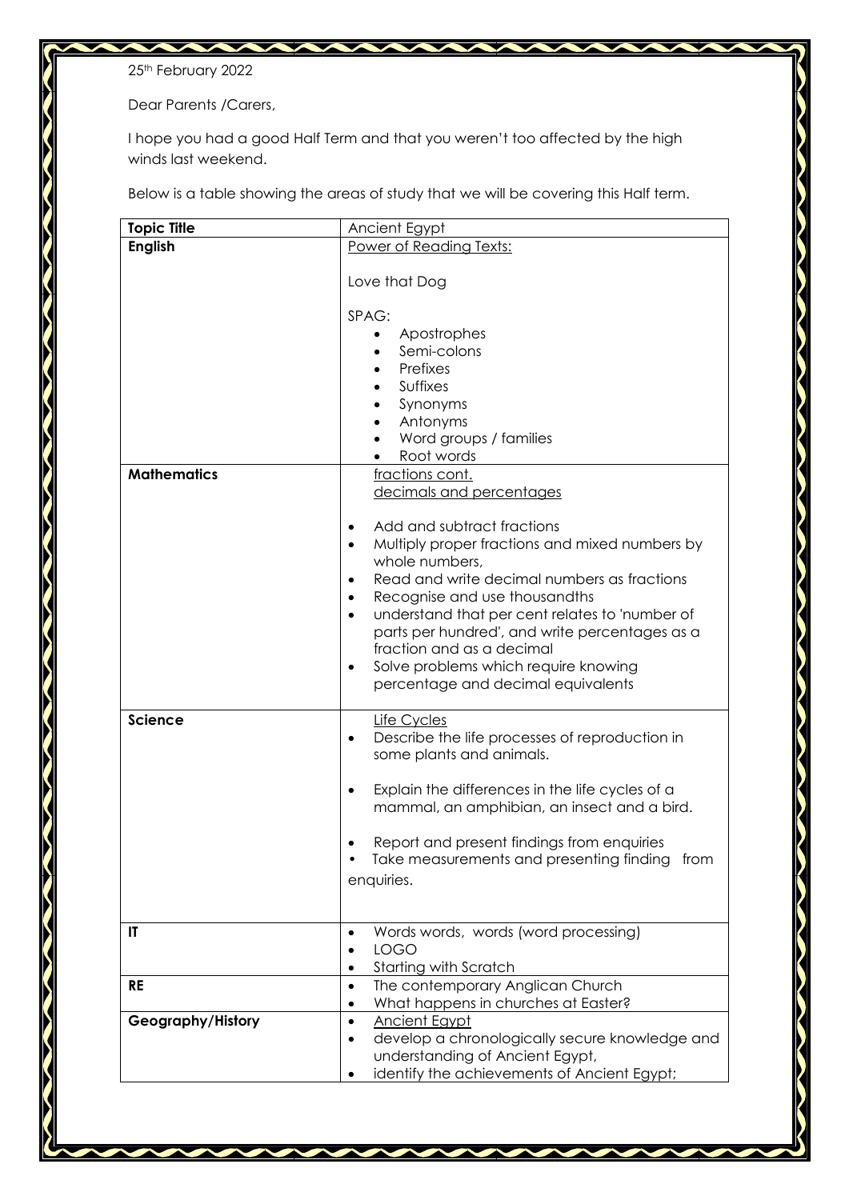25th February 2022

Dear Parents /Carers,

I hope you had a good Half Term and that you weren't too affected by the high winds last weekend.

Below is a table showing the areas of study that we will be covering this Half term.

| Topic Title | Ancient Egypt |
|---|---|
| **English** | Power of Reading Texts:<br><br>Love that Dog<br><br>SPAG:<br>• Apostrophes<br>• Semi-colons<br>• Prefixes<br>• Suffixes<br>• Synonyms<br>• Antonyms<br>• Word groups / families<br>• Root words |
| **Mathematics** | fractions cont.<br>decimals and percentages<br><br>• Add and subtract fractions<br>• Multiply proper fractions and mixed numbers by whole numbers,<br>• Read and write decimal numbers as fractions<br>• Recognise and use thousandths<br>• understand that per cent relates to 'number of parts per hundred', and write percentages as a fraction and as a decimal<br>• Solve problems which require knowing percentage and decimal equivalents |
| **Science** | Life Cycles<br>• Describe the life processes of reproduction in some plants and animals.<br><br>• Explain the differences in the life cycles of a mammal, an amphibian, an insect and a bird.<br><br>• Report and present findings from enquiries<br>• Take measurements and presenting finding from enquiries. |
| **IT** | • Words words, words (word processing)<br>• LOGO<br>• Starting with Scratch |
| **RE** | • The contemporary Anglican Church<br>• What happens in churches at Easter? |
| **Geography/History** | • Ancient Egypt<br>• develop a chronologically secure knowledge and understanding of Ancient Egypt,<br>• identify the achievements of Ancient Egypt; |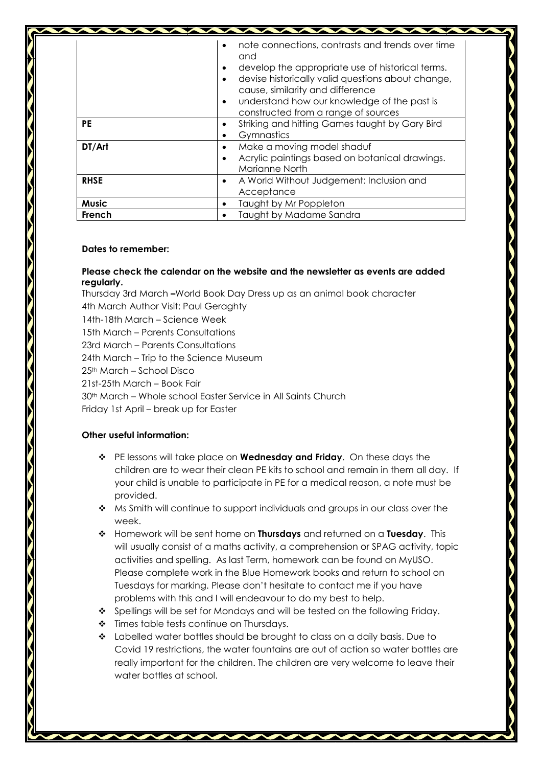| | |
|---|---|
| | • note connections, contrasts and trends over time and<br>• develop the appropriate use of historical terms.<br>• devise historically valid questions about change, cause, similarity and difference<br>• understand how our knowledge of the past is constructed from a range of sources |
| **PE** | • Striking and hitting Games taught by Gary Bird<br>• Gymnastics |
| **DT/Art** | • Make a moving model shaduf<br>• Acrylic paintings based on botanical drawings. Marianne North |
| **RHSE** | • A World Without Judgement: Inclusion and Acceptance |
| **Music** | • Taught by Mr Poppleton |
| **French** | • Taught by Madame Sandra |

**Dates to remember:**

**Please check the calendar on the website and the newsletter as events are added regularly.**

Thursday 3rd March **–**World Book Day Dress up as an animal book character
4th March Author Visit: Paul Geraghty
14th-18th March – Science Week
15th March – Parents Consultations
23rd March – Parents Consultations
24th March – Trip to the Science Museum
25th March – School Disco
21st-25th March – Book Fair
30th March – Whole school Easter Service in All Saints Church
Friday 1st April – break up for Easter

**Other useful information:**

- PE lessons will take place on **Wednesday and Friday**. On these days the children are to wear their clean PE kits to school and remain in them all day. If your child is unable to participate in PE for a medical reason, a note must be provided.
- Ms Smith will continue to support individuals and groups in our class over the week.
- Homework will be sent home on **Thursdays** and returned on a **Tuesday**. This will usually consist of a maths activity, a comprehension or SPAG activity, topic activities and spelling. As last Term, homework can be found on MyUSO. Please complete work in the Blue Homework books and return to school on Tuesdays for marking. Please don't hesitate to contact me if you have problems with this and I will endeavour to do my best to help.
- Spellings will be set for Mondays and will be tested on the following Friday.
- Times table tests continue on Thursdays.
- Labelled water bottles should be brought to class on a daily basis. Due to Covid 19 restrictions, the water fountains are out of action so water bottles are really important for the children. The children are very welcome to leave their water bottles at school.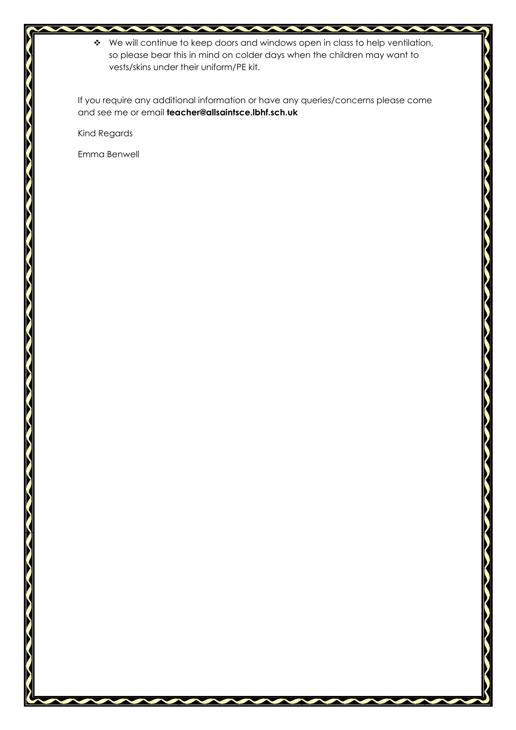- We will continue to keep doors and windows open in class to help ventilation, so please bear this in mind on colder days when the children may want to vests/skins under their uniform/PE kit.

If you require any additional information or have any queries/concerns please come and see me or email **teacher@allsaintsce.lbhf.sch.uk**

Kind Regards

Emma Benwell